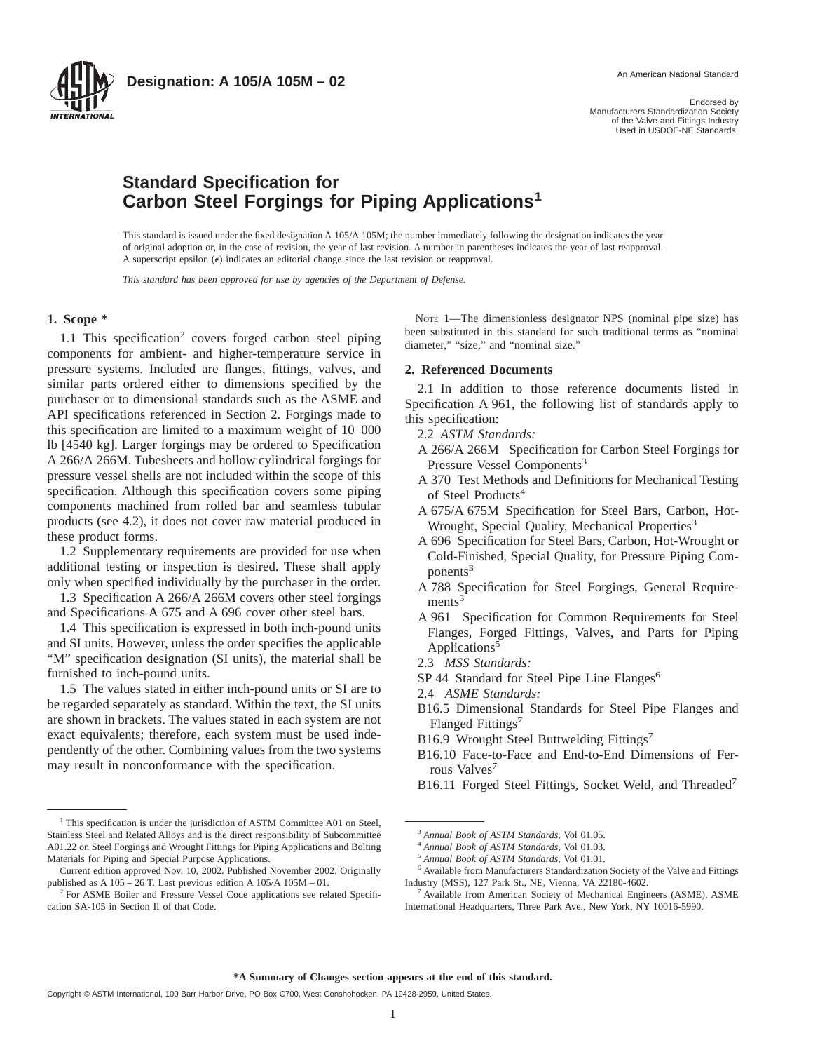**Designation: A 105/A 105M – 02**

An American National Standard

Endorsed by
Manufacturers Standardization Society
of the Valve and Fittings Industry
Used in USDOE-NE Standards

# Standard Specification for Carbon Steel Forgings for Piping Applications[1]

This standard is issued under the fixed designation A 105/A 105M; the number immediately following the designation indicates the year of original adoption or, in the case of revision, the year of last revision. A number in parentheses indicates the year of last reapproval. A superscript epsilon (ε) indicates an editorial change since the last revision or reapproval.

*This standard has been approved for use by agencies of the Department of Defense.*

## 1. Scope *

1.1 This specification[2] covers forged carbon steel piping components for ambient- and higher-temperature service in pressure systems. Included are flanges, fittings, valves, and similar parts ordered either to dimensions specified by the purchaser or to dimensional standards such as the ASME and API specifications referenced in Section 2. Forgings made to this specification are limited to a maximum weight of 10 000 lb [4540 kg]. Larger forgings may be ordered to Specification A 266/A 266M. Tubesheets and hollow cylindrical forgings for pressure vessel shells are not included within the scope of this specification. Although this specification covers some piping components machined from rolled bar and seamless tubular products (see 4.2), it does not cover raw material produced in these product forms.

1.2 Supplementary requirements are provided for use when additional testing or inspection is desired. These shall apply only when specified individually by the purchaser in the order.

1.3 Specification A 266/A 266M covers other steel forgings and Specifications A 675 and A 696 cover other steel bars.

1.4 This specification is expressed in both inch-pound units and SI units. However, unless the order specifies the applicable "M" specification designation (SI units), the material shall be furnished to inch-pound units.

1.5 The values stated in either inch-pound units or SI are to be regarded separately as standard. Within the text, the SI units are shown in brackets. The values stated in each system are not exact equivalents; therefore, each system must be used independently of the other. Combining values from the two systems may result in nonconformance with the specification.

NOTE 1—The dimensionless designator NPS (nominal pipe size) has been substituted in this standard for such traditional terms as "nominal diameter," "size," and "nominal size."

## 2. Referenced Documents

2.1 In addition to those reference documents listed in Specification A 961, the following list of standards apply to this specification:

2.2 *ASTM Standards:*

A 266/A 266M Specification for Carbon Steel Forgings for Pressure Vessel Components[3]

A 370 Test Methods and Definitions for Mechanical Testing of Steel Products[4]

A 675/A 675M Specification for Steel Bars, Carbon, Hot-Wrought, Special Quality, Mechanical Properties[3]

A 696 Specification for Steel Bars, Carbon, Hot-Wrought or Cold-Finished, Special Quality, for Pressure Piping Components[3]

A 788 Specification for Steel Forgings, General Requirements[3]

A 961 Specification for Common Requirements for Steel Flanges, Forged Fittings, Valves, and Parts for Piping Applications[5]

2.3 *MSS Standards:*

SP 44 Standard for Steel Pipe Line Flanges[6]

2.4 *ASME Standards:*

B16.5 Dimensional Standards for Steel Pipe Flanges and Flanged Fittings[7]

B16.9 Wrought Steel Buttwelding Fittings[7]

B16.10 Face-to-Face and End-to-End Dimensions of Ferrous Valves[7]

B16.11 Forged Steel Fittings, Socket Weld, and Threaded[7]

---

[1] This specification is under the jurisdiction of ASTM Committee A01 on Steel, Stainless Steel and Related Alloys and is the direct responsibility of Subcommittee A01.22 on Steel Forgings and Wrought Fittings for Piping Applications and Bolting Materials for Piping and Special Purpose Applications.

Current edition approved Nov. 10, 2002. Published November 2002. Originally published as A 105 – 26 T. Last previous edition A 105/A 105M – 01.

[2] For ASME Boiler and Pressure Vessel Code applications see related Specification SA-105 in Section II of that Code.

[3] *Annual Book of ASTM Standards*, Vol 01.05.

[4] *Annual Book of ASTM Standards*, Vol 01.03.

[5] *Annual Book of ASTM Standards*, Vol 01.01.

[6] Available from Manufacturers Standardization Society of the Valve and Fittings Industry (MSS), 127 Park St., NE, Vienna, VA 22180-4602.

[7] Available from American Society of Mechanical Engineers (ASME), ASME International Headquarters, Three Park Ave., New York, NY 10016-5990.

**\*A Summary of Changes section appears at the end of this standard.**

Copyright © ASTM International, 100 Barr Harbor Drive, PO Box C700, West Conshohocken, PA 19428-2959, United States.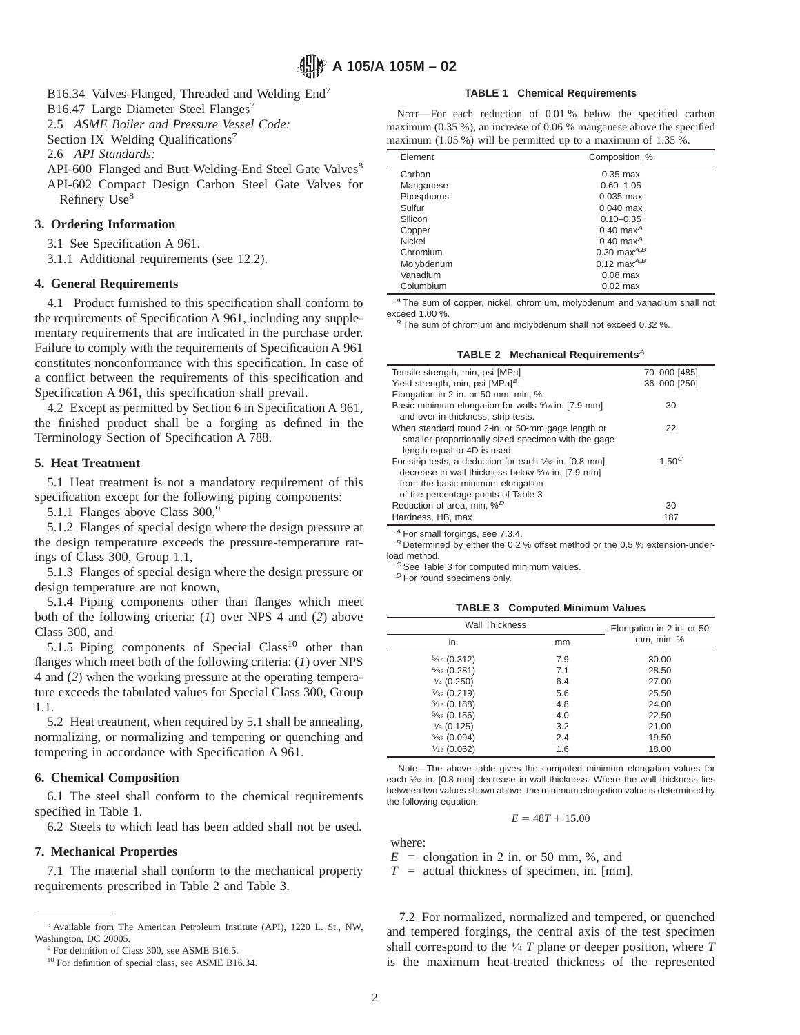B16.34 Valves-Flanged, Threaded and Welding End[7]

B16.47 Large Diameter Steel Flanges[7]

2.5 *ASME Boiler and Pressure Vessel Code:*

Section IX Welding Qualifications[7]

2.6 *API Standards:*

API-600 Flanged and Butt-Welding-End Steel Gate Valves[8]

API-602 Compact Design Carbon Steel Gate Valves for Refinery Use[8]

## 3. Ordering Information

3.1 See Specification A 961.

3.1.1 Additional requirements (see 12.2).

## 4. General Requirements

4.1 Product furnished to this specification shall conform to the requirements of Specification A 961, including any supplementary requirements that are indicated in the purchase order. Failure to comply with the requirements of Specification A 961 constitutes nonconformance with this specification. In case of a conflict between the requirements of this specification and Specification A 961, this specification shall prevail.

4.2 Except as permitted by Section 6 in Specification A 961, the finished product shall be a forging as defined in the Terminology Section of Specification A 788.

## 5. Heat Treatment

5.1 Heat treatment is not a mandatory requirement of this specification except for the following piping components:

5.1.1 Flanges above Class 300,[9]

5.1.2 Flanges of special design where the design pressure at the design temperature exceeds the pressure-temperature ratings of Class 300, Group 1.1,

5.1.3 Flanges of special design where the design pressure or design temperature are not known,

5.1.4 Piping components other than flanges which meet both of the following criteria: (*1*) over NPS 4 and (*2*) above Class 300, and

5.1.5 Piping components of Special Class[10] other than flanges which meet both of the following criteria: (*1*) over NPS 4 and (*2*) when the working pressure at the operating temperature exceeds the tabulated values for Special Class 300, Group 1.1.

5.2 Heat treatment, when required by 5.1 shall be annealing, normalizing, or normalizing and tempering or quenching and tempering in accordance with Specification A 961.

## 6. Chemical Composition

6.1 The steel shall conform to the chemical requirements specified in Table 1.

6.2 Steels to which lead has been added shall not be used.

## 7. Mechanical Properties

7.1 The material shall conform to the mechanical property requirements prescribed in Table 2 and Table 3.

**TABLE 1 Chemical Requirements**

NOTE—For each reduction of 0.01 % below the specified carbon maximum (0.35 %), an increase of 0.06 % manganese above the specified maximum (1.05 %) will be permitted up to a maximum of 1.35 %.

| Element | Composition, % |
|---|---|
| Carbon | 0.35 max |
| Manganese | 0.60–1.05 |
| Phosphorus | 0.035 max |
| Sulfur | 0.040 max |
| Silicon | 0.10–0.35 |
| Copper | 0.40 max[A] |
| Nickel | 0.40 max[A] |
| Chromium | 0.30 max[A,B] |
| Molybdenum | 0.12 max[A,B] |
| Vanadium | 0.08 max |
| Columbium | 0.02 max |

[A] The sum of copper, nickel, chromium, molybdenum and vanadium shall not exceed 1.00 %.

[B] The sum of chromium and molybdenum shall not exceed 0.32 %.

**TABLE 2 Mechanical Requirements[A]**

| | |
|---|---|
| Tensile strength, min, psi [MPa] | 70 000 [485] |
| Yield strength, min, psi [MPa][B] | 36 000 [250] |
| Elongation in 2 in. or 50 mm, min, %: | |
| Basic minimum elongation for walls 5⁄16 in. [7.9 mm] and over in thickness, strip tests. | 30 |
| When standard round 2-in. or 50-mm gage length or smaller proportionally sized specimen with the gage length equal to 4D is used | 22 |
| For strip tests, a deduction for each 1⁄32-in. [0.8-mm] decrease in wall thickness below 5⁄16 in. [7.9 mm] from the basic minimum elongation of the percentage points of Table 3 | 1.50[C] |
| Reduction of area, min, %[D] | 30 |
| Hardness, HB, max | 187 |

[A] For small forgings, see 7.3.4.

[B] Determined by either the 0.2 % offset method or the 0.5 % extension-under-load method.

[C] See Table 3 for computed minimum values.

[D] For round specimens only.

**TABLE 3 Computed Minimum Values**

| Wall Thickness | | Elongation in 2 in. or 50 mm, min, % |
|---|---|---|
| in. | mm | |
| 5⁄16 (0.312) | 7.9 | 30.00 |
| 9⁄32 (0.281) | 7.1 | 28.50 |
| 1⁄4 (0.250) | 6.4 | 27.00 |
| 7⁄32 (0.219) | 5.6 | 25.50 |
| 3⁄16 (0.188) | 4.8 | 24.00 |
| 5⁄32 (0.156) | 4.0 | 22.50 |
| 1⁄8 (0.125) | 3.2 | 21.00 |
| 3⁄32 (0.094) | 2.4 | 19.50 |
| 1⁄16 (0.062) | 1.6 | 18.00 |

Note—The above table gives the computed minimum elongation values for each 1⁄32-in. [0.8-mm] decrease in wall thickness. Where the wall thickness lies between two values shown above, the minimum elongation value is determined by the following equation:

$$E = 48T + 15.00$$

where:

$E$ = elongation in 2 in. or 50 mm, %, and

$T$ = actual thickness of specimen, in. [mm].

7.2 For normalized, normalized and tempered, or quenched and tempered forgings, the central axis of the test specimen shall correspond to the 1⁄4 $T$ plane or deeper position, where $T$ is the maximum heat-treated thickness of the represented

[8] Available from The American Petroleum Institute (API), 1220 L. St., NW, Washington, DC 20005.

[9] For definition of Class 300, see ASME B16.5.

[10] For definition of special class, see ASME B16.34.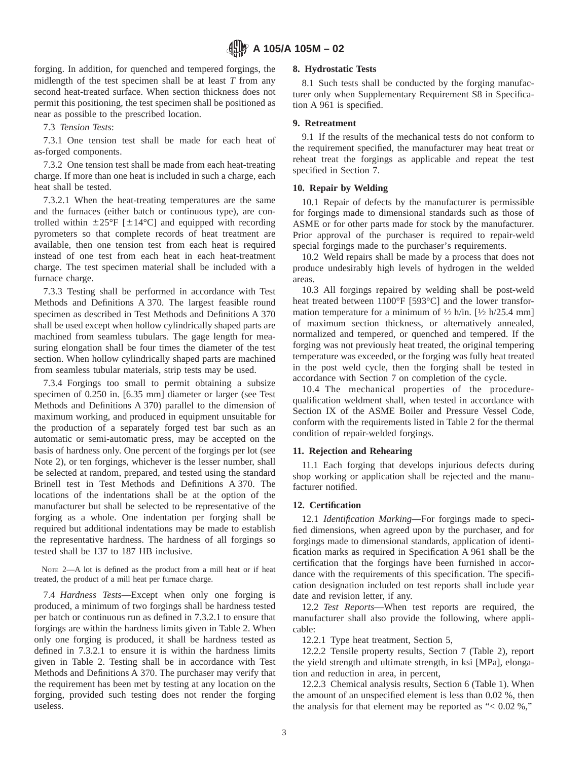forging. In addition, for quenched and tempered forgings, the midlength of the test specimen shall be at least *T* from any second heat-treated surface. When section thickness does not permit this positioning, the test specimen shall be positioned as near as possible to the prescribed location.

7.3 *Tension Tests*:

7.3.1 One tension test shall be made for each heat of as-forged components.

7.3.2 One tension test shall be made from each heat-treating charge. If more than one heat is included in such a charge, each heat shall be tested.

7.3.2.1 When the heat-treating temperatures are the same and the furnaces (either batch or continuous type), are controlled within ±25°F [±14°C] and equipped with recording pyrometers so that complete records of heat treatment are available, then one tension test from each heat is required instead of one test from each heat in each heat-treatment charge. The test specimen material shall be included with a furnace charge.

7.3.3 Testing shall be performed in accordance with Test Methods and Definitions A 370. The largest feasible round specimen as described in Test Methods and Definitions A 370 shall be used except when hollow cylindrically shaped parts are machined from seamless tubulars. The gage length for measuring elongation shall be four times the diameter of the test section. When hollow cylindrically shaped parts are machined from seamless tubular materials, strip tests may be used.

7.3.4 Forgings too small to permit obtaining a subsize specimen of 0.250 in. [6.35 mm] diameter or larger (see Test Methods and Definitions A 370) parallel to the dimension of maximum working, and produced in equipment unsuitable for the production of a separately forged test bar such as an automatic or semi-automatic press, may be accepted on the basis of hardness only. One percent of the forgings per lot (see Note 2), or ten forgings, whichever is the lesser number, shall be selected at random, prepared, and tested using the standard Brinell test in Test Methods and Definitions A 370. The locations of the indentations shall be at the option of the manufacturer but shall be selected to be representative of the forging as a whole. One indentation per forging shall be required but additional indentations may be made to establish the representative hardness. The hardness of all forgings so tested shall be 137 to 187 HB inclusive.

NOTE 2—A lot is defined as the product from a mill heat or if heat treated, the product of a mill heat per furnace charge.

7.4 *Hardness Tests*—Except when only one forging is produced, a minimum of two forgings shall be hardness tested per batch or continuous run as defined in 7.3.2.1 to ensure that forgings are within the hardness limits given in Table 2. When only one forging is produced, it shall be hardness tested as defined in 7.3.2.1 to ensure it is within the hardness limits given in Table 2. Testing shall be in accordance with Test Methods and Definitions A 370. The purchaser may verify that the requirement has been met by testing at any location on the forging, provided such testing does not render the forging useless.

## 8. Hydrostatic Tests

8.1 Such tests shall be conducted by the forging manufacturer only when Supplementary Requirement S8 in Specification A 961 is specified.

## 9. Retreatment

9.1 If the results of the mechanical tests do not conform to the requirement specified, the manufacturer may heat treat or reheat treat the forgings as applicable and repeat the test specified in Section 7.

## 10. Repair by Welding

10.1 Repair of defects by the manufacturer is permissible for forgings made to dimensional standards such as those of ASME or for other parts made for stock by the manufacturer. Prior approval of the purchaser is required to repair-weld special forgings made to the purchaser's requirements.

10.2 Weld repairs shall be made by a process that does not produce undesirably high levels of hydrogen in the welded areas.

10.3 All forgings repaired by welding shall be post-weld heat treated between 1100°F [593°C] and the lower transformation temperature for a minimum of ½ h/in. [½ h/25.4 mm] of maximum section thickness, or alternatively annealed, normalized and tempered, or quenched and tempered. If the forging was not previously heat treated, the original tempering temperature was exceeded, or the forging was fully heat treated in the post weld cycle, then the forging shall be tested in accordance with Section 7 on completion of the cycle.

10.4 The mechanical properties of the procedure-qualification weldment shall, when tested in accordance with Section IX of the ASME Boiler and Pressure Vessel Code, conform with the requirements listed in Table 2 for the thermal condition of repair-welded forgings.

## 11. Rejection and Rehearing

11.1 Each forging that develops injurious defects during shop working or application shall be rejected and the manufacturer notified.

## 12. Certification

12.1 *Identification Marking*—For forgings made to specified dimensions, when agreed upon by the purchaser, and for forgings made to dimensional standards, application of identification marks as required in Specification A 961 shall be the certification that the forgings have been furnished in accordance with the requirements of this specification. The specification designation included on test reports shall include year date and revision letter, if any.

12.2 *Test Reports*—When test reports are required, the manufacturer shall also provide the following, where applicable:

12.2.1 Type heat treatment, Section 5,

12.2.2 Tensile property results, Section 7 (Table 2), report the yield strength and ultimate strength, in ksi [MPa], elongation and reduction in area, in percent,

12.2.3 Chemical analysis results, Section 6 (Table 1). When the amount of an unspecified element is less than 0.02 %, then the analysis for that element may be reported as "< 0.02 %,"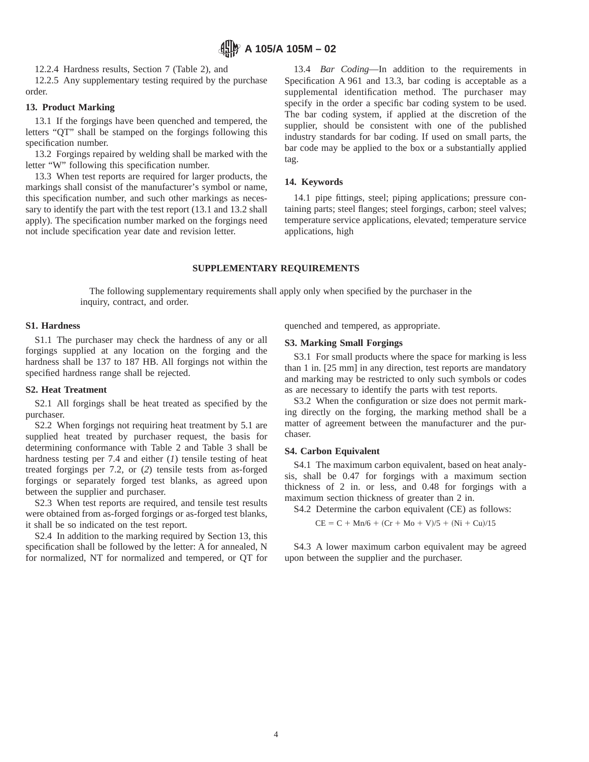12.2.4 Hardness results, Section 7 (Table 2), and

12.2.5 Any supplementary testing required by the purchase order.

## 13. Product Marking

13.1 If the forgings have been quenched and tempered, the letters "QT" shall be stamped on the forgings following this specification number.

13.2 Forgings repaired by welding shall be marked with the letter "W" following this specification number.

13.3 When test reports are required for larger products, the markings shall consist of the manufacturer's symbol or name, this specification number, and such other markings as necessary to identify the part with the test report (13.1 and 13.2 shall apply). The specification number marked on the forgings need not include specification year date and revision letter.

13.4 *Bar Coding*—In addition to the requirements in Specification A 961 and 13.3, bar coding is acceptable as a supplemental identification method. The purchaser may specify in the order a specific bar coding system to be used. The bar coding system, if applied at the discretion of the supplier, should be consistent with one of the published industry standards for bar coding. If used on small parts, the bar code may be applied to the box or a substantially applied tag.

## 14. Keywords

14.1 pipe fittings, steel; piping applications; pressure containing parts; steel flanges; steel forgings, carbon; steel valves; temperature service applications, elevated; temperature service applications, high

## SUPPLEMENTARY REQUIREMENTS

The following supplementary requirements shall apply only when specified by the purchaser in the inquiry, contract, and order.

### S1. Hardness

S1.1 The purchaser may check the hardness of any or all forgings supplied at any location on the forging and the hardness shall be 137 to 187 HB. All forgings not within the specified hardness range shall be rejected.

### S2. Heat Treatment

S2.1 All forgings shall be heat treated as specified by the purchaser.

S2.2 When forgings not requiring heat treatment by 5.1 are supplied heat treated by purchaser request, the basis for determining conformance with Table 2 and Table 3 shall be hardness testing per 7.4 and either (*1*) tensile testing of heat treated forgings per 7.2, or (*2*) tensile tests from as-forged forgings or separately forged test blanks, as agreed upon between the supplier and purchaser.

S2.3 When test reports are required, and tensile test results were obtained from as-forged forgings or as-forged test blanks, it shall be so indicated on the test report.

S2.4 In addition to the marking required by Section 13, this specification shall be followed by the letter: A for annealed, N for normalized, NT for normalized and tempered, or QT for quenched and tempered, as appropriate.

### S3. Marking Small Forgings

S3.1 For small products where the space for marking is less than 1 in. [25 mm] in any direction, test reports are mandatory and marking may be restricted to only such symbols or codes as are necessary to identify the parts with test reports.

S3.2 When the configuration or size does not permit marking directly on the forging, the marking method shall be a matter of agreement between the manufacturer and the purchaser.

### S4. Carbon Equivalent

S4.1 The maximum carbon equivalent, based on heat analysis, shall be 0.47 for forgings with a maximum section thickness of 2 in. or less, and 0.48 for forgings with a maximum section thickness of greater than 2 in.

S4.2 Determine the carbon equivalent (CE) as follows:

$$CE = C + Mn/6 + (Cr + Mo + V)/5 + (Ni + Cu)/15$$

S4.3 A lower maximum carbon equivalent may be agreed upon between the supplier and the purchaser.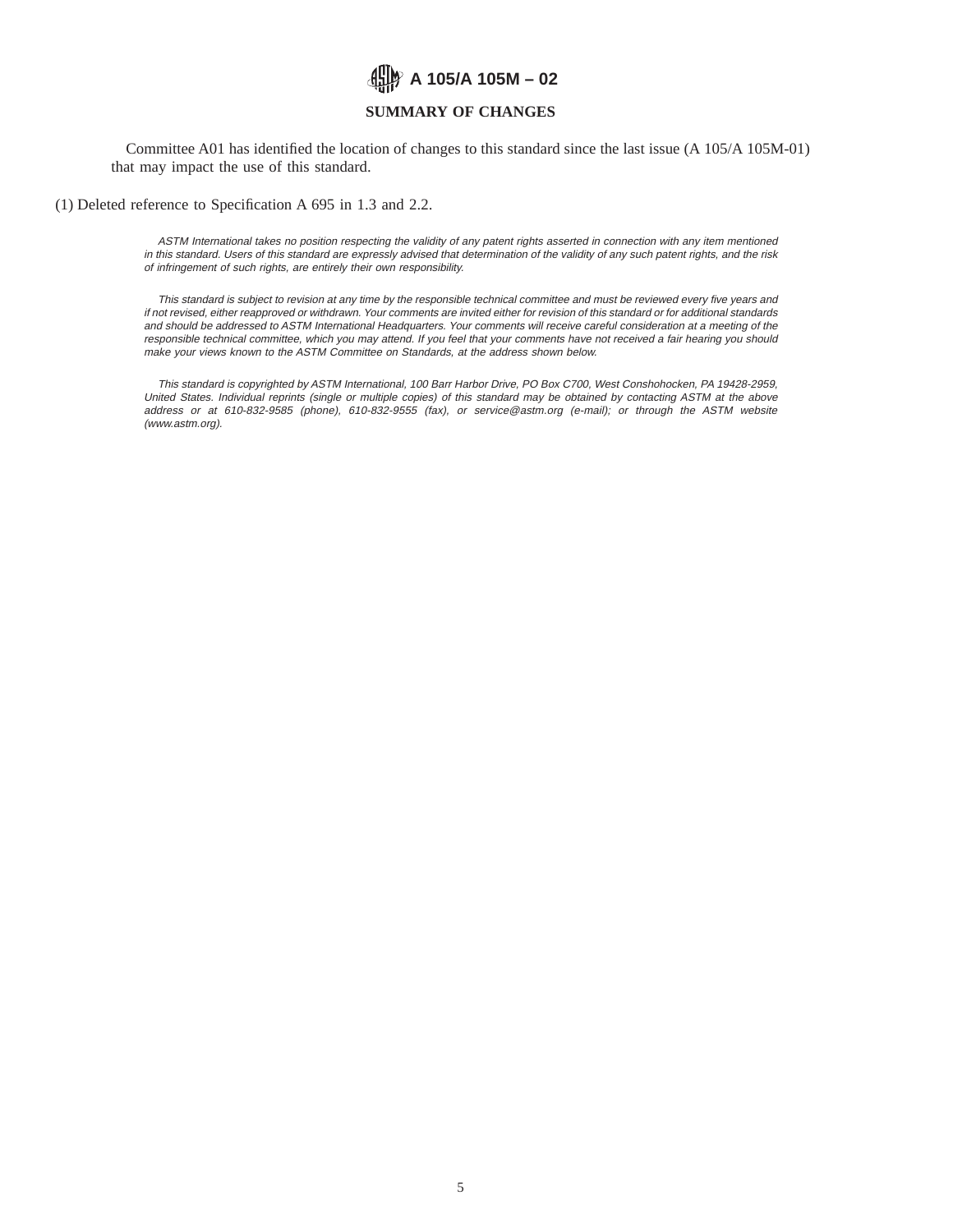## SUMMARY OF CHANGES

Committee A01 has identified the location of changes to this standard since the last issue (A 105/A 105M-01) that may impact the use of this standard.

(1) Deleted reference to Specification A 695 in 1.3 and 2.2.

*ASTM International takes no position respecting the validity of any patent rights asserted in connection with any item mentioned in this standard. Users of this standard are expressly advised that determination of the validity of any such patent rights, and the risk of infringement of such rights, are entirely their own responsibility.*

*This standard is subject to revision at any time by the responsible technical committee and must be reviewed every five years and if not revised, either reapproved or withdrawn. Your comments are invited either for revision of this standard or for additional standards and should be addressed to ASTM International Headquarters. Your comments will receive careful consideration at a meeting of the responsible technical committee, which you may attend. If you feel that your comments have not received a fair hearing you should make your views known to the ASTM Committee on Standards, at the address shown below.*

*This standard is copyrighted by ASTM International, 100 Barr Harbor Drive, PO Box C700, West Conshohocken, PA 19428-2959, United States. Individual reprints (single or multiple copies) of this standard may be obtained by contacting ASTM at the above address or at 610-832-9585 (phone), 610-832-9555 (fax), or service@astm.org (e-mail); or through the ASTM website (www.astm.org).*